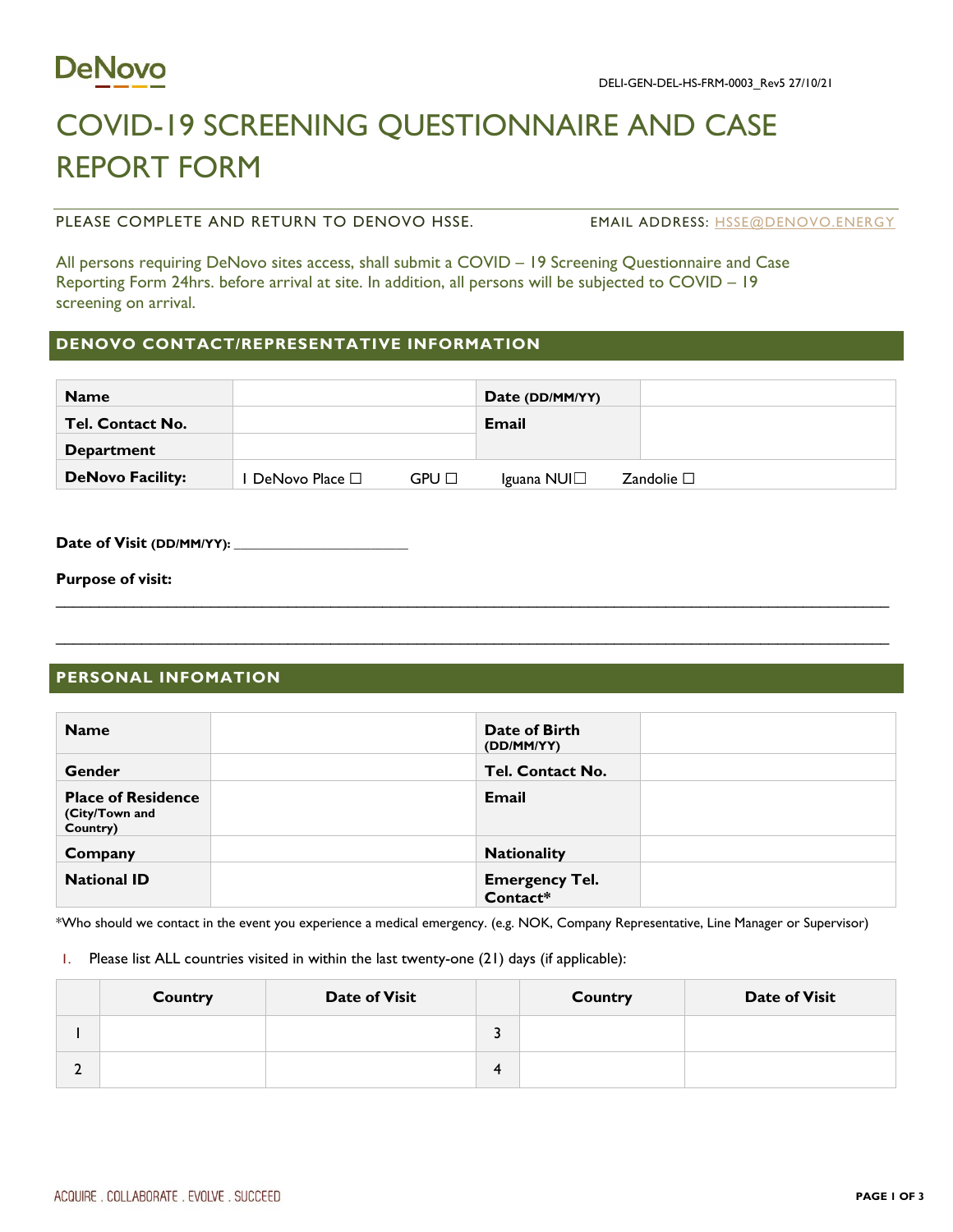DeNovo

DELI-GEN-DEL-HS-FRM-0003_Rev5 27/10/21

# COVID-19 SCREENING QUESTIONNAIRE AND CASE REPORT FORM

PLEASE COMPLETE AND RETURN TO DENOVO HSSE. EMAIL ADDRESS: HSSE@DENOVO.ENERGY

All persons requiring DeNovo sites access, shall submit a COVID – 19 Screening Questionnaire and Case Reporting Form 24hrs. before arrival at site. In addition, all persons will be subjected to COVID – 19 screening on arrival.

## DENOVO CONTACT/REPRESENTATIVE INFORMATION

| **Name** | | **Date (DD/MM/YY)** | |
|---|---|---|---|
| **Tel. Contact No.** | | **Email** | |
| **Department** | | | |
| **DeNovo Facility:** | 1 DeNovo Place ☐ GPU ☐ | Iguana NUI☐ | Zandolie ☐ |

**Date of Visit (DD/MM/YY):** ______________________

**Purpose of visit:**

______________________________________________________________________________

______________________________________________________________________________

## PERSONAL INFOMATION

| **Name** | | **Date of Birth (DD/MM/YY)** | |
|---|---|---|---|
| **Gender** | | **Tel. Contact No.** | |
| **Place of Residence (City/Town and Country)** | | **Email** | |
| **Company** | | **Nationality** | |
| **National ID** | | **Emergency Tel. Contact*** | |

*Who should we contact in the event you experience a medical emergency. (e.g. NOK, Company Representative, Line Manager or Supervisor)

1. Please list ALL countries visited in within the last twenty-one (21) days (if applicable):

| | Country | Date of Visit | | Country | Date of Visit |
|---|---|---|---|---|---|
| 1 | | | 3 | | |
| 2 | | | 4 | | |

ACQUIRE . COLLABORATE . EVOLVE . SUCCEED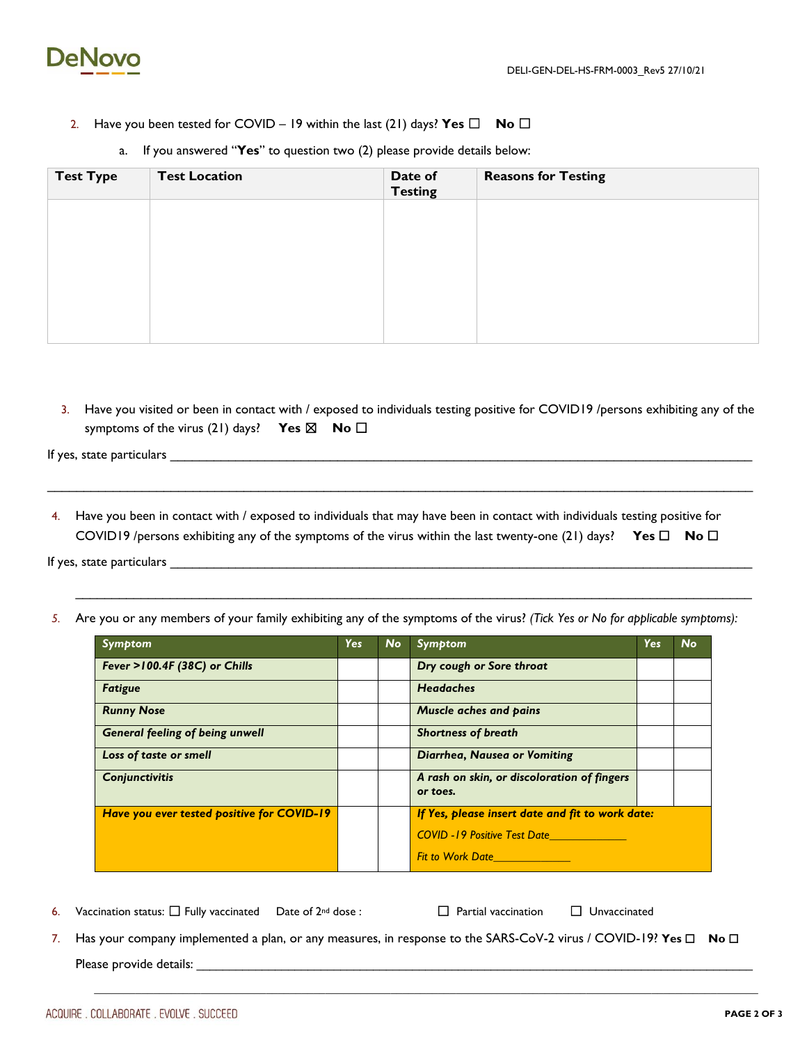2. Have you been tested for COVID – 19 within the last (21) days? **Yes** ☐ **No** ☐

   a. If you answered "**Yes**" to question two (2) please provide details below:

| Test Type | Test Location | Date of Testing | Reasons for Testing |
|---|---|---|---|
| | | | |

3. Have you visited or been in contact with / exposed to individuals testing positive for COVID19 /persons exhibiting any of the symptoms of the virus (21) days? **Yes** ☒ **No** ☐

If yes, state particulars ______________________________________________________________________________

______________________________________________________________________________

4. Have you been in contact with / exposed to individuals that may have been in contact with individuals testing positive for COVID19 /persons exhibiting any of the symptoms of the virus within the last twenty-one (21) days? **Yes** ☐ **No** ☐

If yes, state particulars ______________________________________________________________________________

______________________________________________________________________________

5. Are you or any members of your family exhibiting any of the symptoms of the virus? *(Tick Yes or No for applicable symptoms):*

| *Symptom* | *Yes* | *No* | *Symptom* | *Yes* | *No* |
|---|---|---|---|---|---|
| ***Fever >100.4F (38C) or Chills*** | | | ***Dry cough or Sore throat*** | | |
| ***Fatigue*** | | | ***Headaches*** | | |
| ***Runny Nose*** | | | ***Muscle aches and pains*** | | |
| ***General feeling of being unwell*** | | | ***Shortness of breath*** | | |
| ***Loss of taste or smell*** | | | ***Diarrhea, Nausea or Vomiting*** | | |
| ***Conjunctivitis*** | | | ***A rash on skin, or discoloration of fingers or toes.*** | | |
| ***Have you ever tested positive for COVID-19*** | | | ***If Yes, please insert date and fit to work date:*** *COVID -19 Positive Test Date_____________* *Fit to Work Date_____________* | | |

6. Vaccination status: ☐ Fully vaccinated Date of 2nd dose : ☐ Partial vaccination ☐ Unvaccinated

7. Has your company implemented a plan, or any measures, in response to the SARS-CoV-2 virus / COVID-19? **Yes** ☐ **No** ☐

   Please provide details: ______________________________________________________________________________

______________________________________________________________________________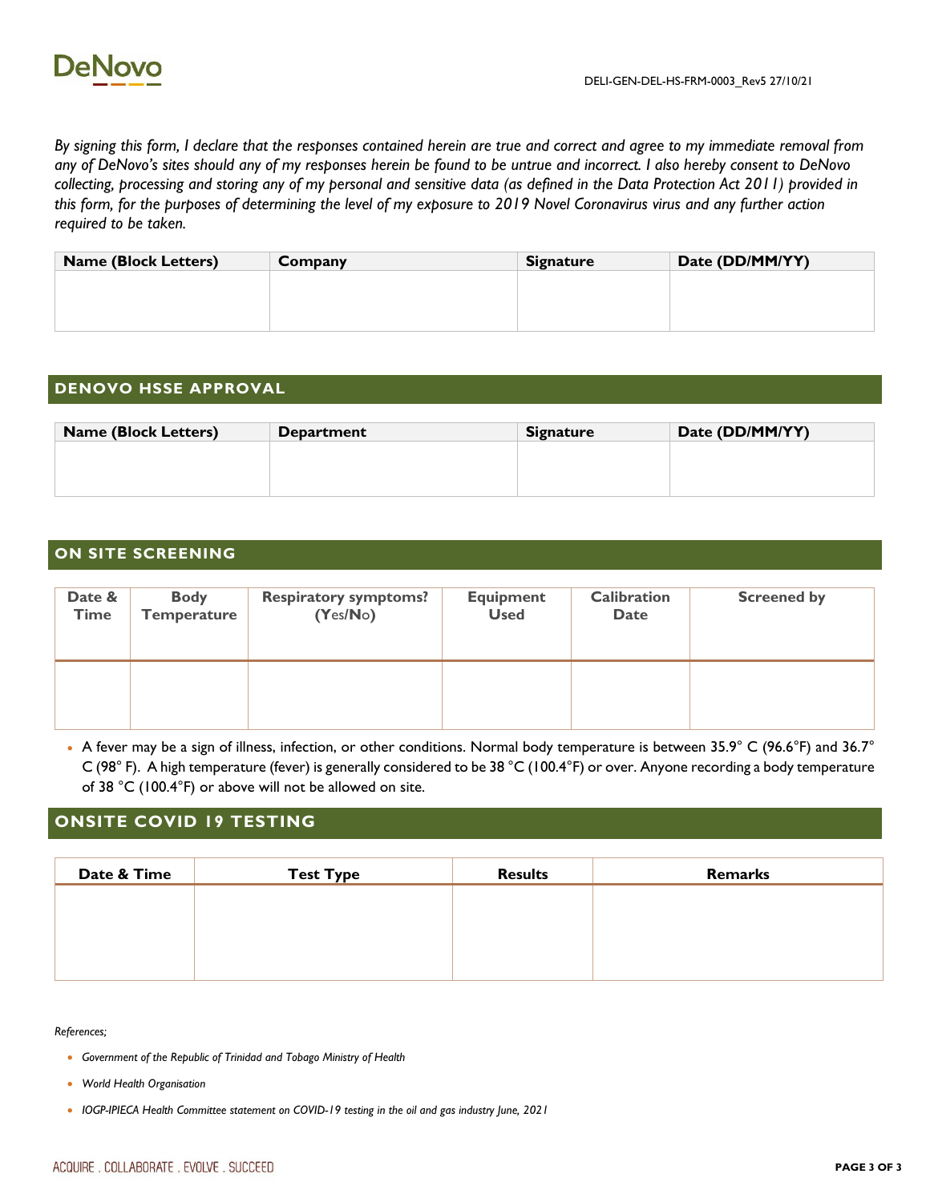*By signing this form, I declare that the responses contained herein are true and correct and agree to my immediate removal from any of DeNovo's sites should any of my responses herein be found to be untrue and incorrect. I also hereby consent to DeNovo collecting, processing and storing any of my personal and sensitive data (as defined in the Data Protection Act 2011) provided in this form, for the purposes of determining the level of my exposure to 2019 Novel Coronavirus virus and any further action required to be taken.*

| Name (Block Letters) | Company | Signature | Date (DD/MM/YY) |
|---|---|---|---|
| | | | |

## DENOVO HSSE APPROVAL

| Name (Block Letters) | Department | Signature | Date (DD/MM/YY) |
|---|---|---|---|
| | | | |

## ON SITE SCREENING

| Date & Time | Body Temperature | Respiratory symptoms? (Yes/No) | Equipment Used | Calibration Date | Screened by |
|---|---|---|---|---|---|
| | | | | | |

- A fever may be a sign of illness, infection, or other conditions. Normal body temperature is between 35.9° C (96.6°F) and 36.7° C (98° F). A high temperature (fever) is generally considered to be 38 °C (100.4°F) or over. Anyone recording a body temperature of 38 °C (100.4°F) or above will not be allowed on site.

## ONSITE COVID 19 TESTING

| Date & Time | Test Type | Results | Remarks |
|---|---|---|---|
| | | | |

*References;*

- *Government of the Republic of Trinidad and Tobago Ministry of Health*
- *World Health Organisation*
- *IOGP-IPIECA Health Committee statement on COVID-19 testing in the oil and gas industry June, 2021*

ACQUIRE . COLLABORATE . EVOLVE . SUCCEED